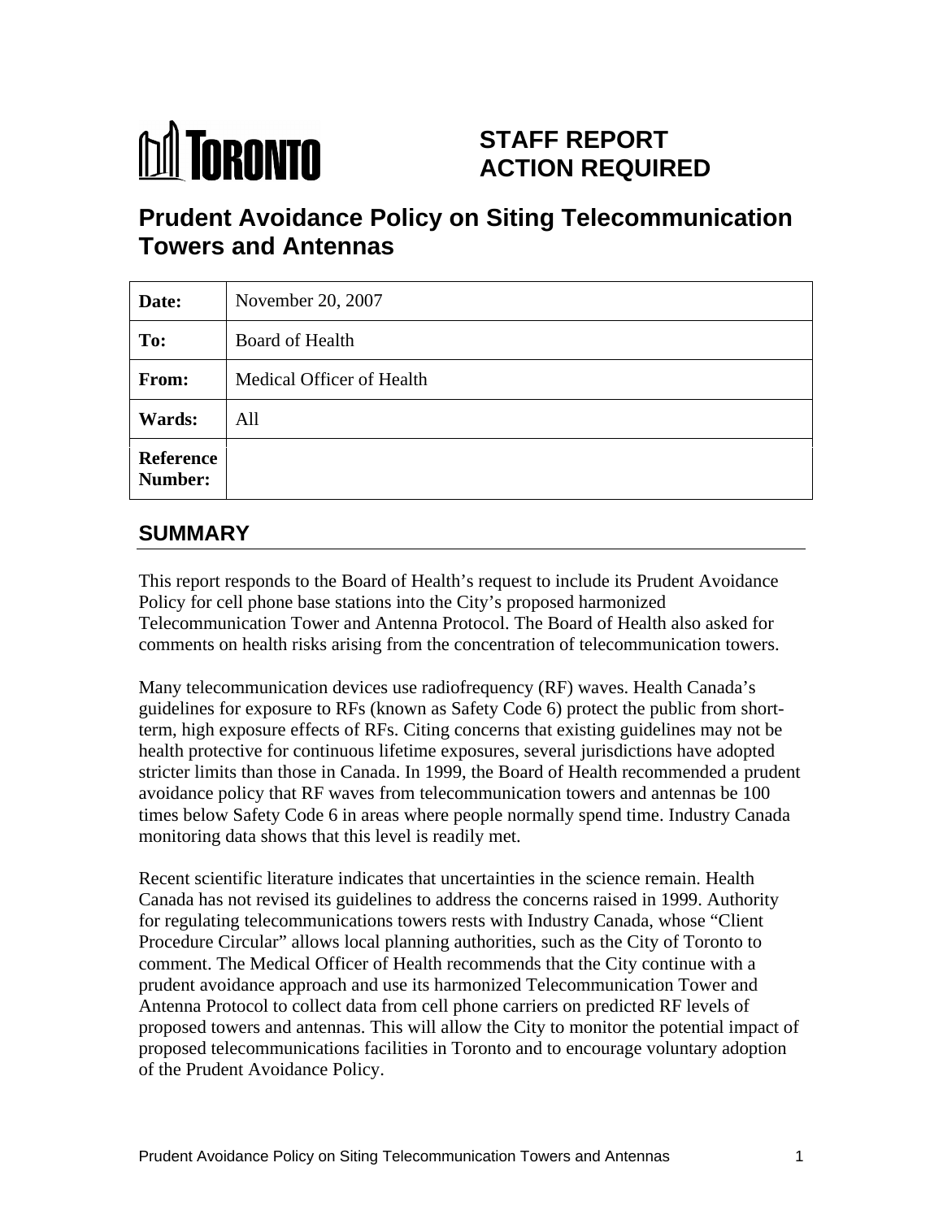TORONTO

# STAFF REPORT ACTION REQUIRED

# Prudent Avoidance Policy on Siting Telecommunication Towers and Antennas

| | |
|---|---|
| **Date:** | November 20, 2007 |
| **To:** | Board of Health |
| **From:** | Medical Officer of Health |
| **Wards:** | All |
| **Reference Number:** | |

## SUMMARY

This report responds to the Board of Health's request to include its Prudent Avoidance Policy for cell phone base stations into the City's proposed harmonized Telecommunication Tower and Antenna Protocol. The Board of Health also asked for comments on health risks arising from the concentration of telecommunication towers.

Many telecommunication devices use radiofrequency (RF) waves. Health Canada's guidelines for exposure to RFs (known as Safety Code 6) protect the public from short-term, high exposure effects of RFs. Citing concerns that existing guidelines may not be health protective for continuous lifetime exposures, several jurisdictions have adopted stricter limits than those in Canada. In 1999, the Board of Health recommended a prudent avoidance policy that RF waves from telecommunication towers and antennas be 100 times below Safety Code 6 in areas where people normally spend time. Industry Canada monitoring data shows that this level is readily met.

Recent scientific literature indicates that uncertainties in the science remain. Health Canada has not revised its guidelines to address the concerns raised in 1999. Authority for regulating telecommunications towers rests with Industry Canada, whose "Client Procedure Circular" allows local planning authorities, such as the City of Toronto to comment. The Medical Officer of Health recommends that the City continue with a prudent avoidance approach and use its harmonized Telecommunication Tower and Antenna Protocol to collect data from cell phone carriers on predicted RF levels of proposed towers and antennas. This will allow the City to monitor the potential impact of proposed telecommunications facilities in Toronto and to encourage voluntary adoption of the Prudent Avoidance Policy.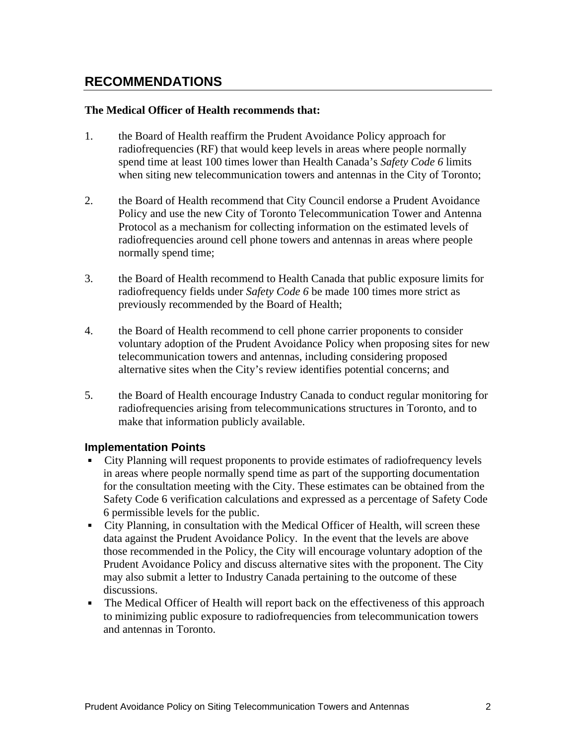## RECOMMENDATIONS

**The Medical Officer of Health recommends that:**

1. the Board of Health reaffirm the Prudent Avoidance Policy approach for radiofrequencies (RF) that would keep levels in areas where people normally spend time at least 100 times lower than Health Canada's *Safety Code 6* limits when siting new telecommunication towers and antennas in the City of Toronto;

2. the Board of Health recommend that City Council endorse a Prudent Avoidance Policy and use the new City of Toronto Telecommunication Tower and Antenna Protocol as a mechanism for collecting information on the estimated levels of radiofrequencies around cell phone towers and antennas in areas where people normally spend time;

3. the Board of Health recommend to Health Canada that public exposure limits for radiofrequency fields under *Safety Code 6* be made 100 times more strict as previously recommended by the Board of Health;

4. the Board of Health recommend to cell phone carrier proponents to consider voluntary adoption of the Prudent Avoidance Policy when proposing sites for new telecommunication towers and antennas, including considering proposed alternative sites when the City's review identifies potential concerns; and

5. the Board of Health encourage Industry Canada to conduct regular monitoring for radiofrequencies arising from telecommunications structures in Toronto, and to make that information publicly available.

### Implementation Points

- City Planning will request proponents to provide estimates of radiofrequency levels in areas where people normally spend time as part of the supporting documentation for the consultation meeting with the City. These estimates can be obtained from the Safety Code 6 verification calculations and expressed as a percentage of Safety Code 6 permissible levels for the public.
- City Planning, in consultation with the Medical Officer of Health, will screen these data against the Prudent Avoidance Policy. In the event that the levels are above those recommended in the Policy, the City will encourage voluntary adoption of the Prudent Avoidance Policy and discuss alternative sites with the proponent. The City may also submit a letter to Industry Canada pertaining to the outcome of these discussions.
- The Medical Officer of Health will report back on the effectiveness of this approach to minimizing public exposure to radiofrequencies from telecommunication towers and antennas in Toronto.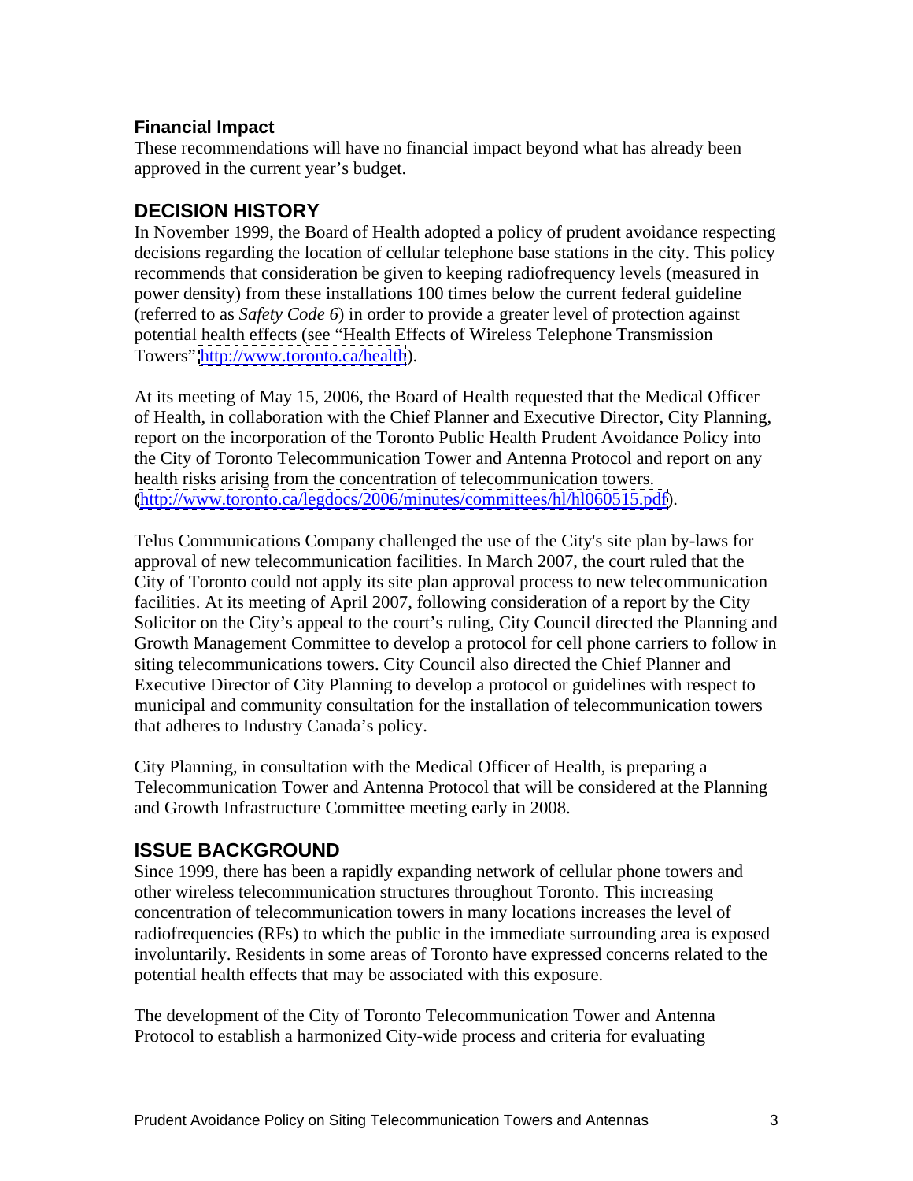### Financial Impact

These recommendations will have no financial impact beyond what has already been approved in the current year's budget.

## DECISION HISTORY

In November 1999, the Board of Health adopted a policy of prudent avoidance respecting decisions regarding the location of cellular telephone base stations in the city. This policy recommends that consideration be given to keeping radiofrequency levels (measured in power density) from these installations 100 times below the current federal guideline (referred to as *Safety Code 6*) in order to provide a greater level of protection against potential health effects (see "Health Effects of Wireless Telephone Transmission Towers" http://www.toronto.ca/health).

At its meeting of May 15, 2006, the Board of Health requested that the Medical Officer of Health, in collaboration with the Chief Planner and Executive Director, City Planning, report on the incorporation of the Toronto Public Health Prudent Avoidance Policy into the City of Toronto Telecommunication Tower and Antenna Protocol and report on any health risks arising from the concentration of telecommunication towers. (http://www.toronto.ca/legdocs/2006/minutes/committees/hl/hl060515.pdf).

Telus Communications Company challenged the use of the City's site plan by-laws for approval of new telecommunication facilities. In March 2007, the court ruled that the City of Toronto could not apply its site plan approval process to new telecommunication facilities. At its meeting of April 2007, following consideration of a report by the City Solicitor on the City's appeal to the court's ruling, City Council directed the Planning and Growth Management Committee to develop a protocol for cell phone carriers to follow in siting telecommunications towers. City Council also directed the Chief Planner and Executive Director of City Planning to develop a protocol or guidelines with respect to municipal and community consultation for the installation of telecommunication towers that adheres to Industry Canada's policy.

City Planning, in consultation with the Medical Officer of Health, is preparing a Telecommunication Tower and Antenna Protocol that will be considered at the Planning and Growth Infrastructure Committee meeting early in 2008.

## ISSUE BACKGROUND

Since 1999, there has been a rapidly expanding network of cellular phone towers and other wireless telecommunication structures throughout Toronto. This increasing concentration of telecommunication towers in many locations increases the level of radiofrequencies (RFs) to which the public in the immediate surrounding area is exposed involuntarily. Residents in some areas of Toronto have expressed concerns related to the potential health effects that may be associated with this exposure.

The development of the City of Toronto Telecommunication Tower and Antenna Protocol to establish a harmonized City-wide process and criteria for evaluating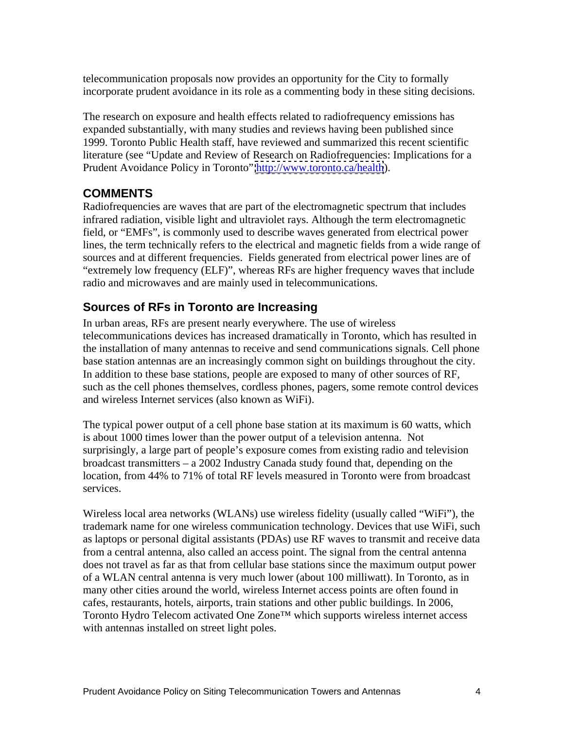telecommunication proposals now provides an opportunity for the City to formally incorporate prudent avoidance in its role as a commenting body in these siting decisions.

The research on exposure and health effects related to radiofrequency emissions has expanded substantially, with many studies and reviews having been published since 1999. Toronto Public Health staff, have reviewed and summarized this recent scientific literature (see "Update and Review of Research on Radiofrequencies: Implications for a Prudent Avoidance Policy in Toronto" http://www.toronto.ca/health).

## COMMENTS

Radiofrequencies are waves that are part of the electromagnetic spectrum that includes infrared radiation, visible light and ultraviolet rays. Although the term electromagnetic field, or "EMFs", is commonly used to describe waves generated from electrical power lines, the term technically refers to the electrical and magnetic fields from a wide range of sources and at different frequencies. Fields generated from electrical power lines are of "extremely low frequency (ELF)", whereas RFs are higher frequency waves that include radio and microwaves and are mainly used in telecommunications.

### Sources of RFs in Toronto are Increasing

In urban areas, RFs are present nearly everywhere. The use of wireless telecommunications devices has increased dramatically in Toronto, which has resulted in the installation of many antennas to receive and send communications signals. Cell phone base station antennas are an increasingly common sight on buildings throughout the city. In addition to these base stations, people are exposed to many of other sources of RF, such as the cell phones themselves, cordless phones, pagers, some remote control devices and wireless Internet services (also known as WiFi).

The typical power output of a cell phone base station at its maximum is 60 watts, which is about 1000 times lower than the power output of a television antenna. Not surprisingly, a large part of people's exposure comes from existing radio and television broadcast transmitters – a 2002 Industry Canada study found that, depending on the location, from 44% to 71% of total RF levels measured in Toronto were from broadcast services.

Wireless local area networks (WLANs) use wireless fidelity (usually called "WiFi"), the trademark name for one wireless communication technology. Devices that use WiFi, such as laptops or personal digital assistants (PDAs) use RF waves to transmit and receive data from a central antenna, also called an access point. The signal from the central antenna does not travel as far as that from cellular base stations since the maximum output power of a WLAN central antenna is very much lower (about 100 milliwatt). In Toronto, as in many other cities around the world, wireless Internet access points are often found in cafes, restaurants, hotels, airports, train stations and other public buildings. In 2006, Toronto Hydro Telecom activated One Zone™ which supports wireless internet access with antennas installed on street light poles.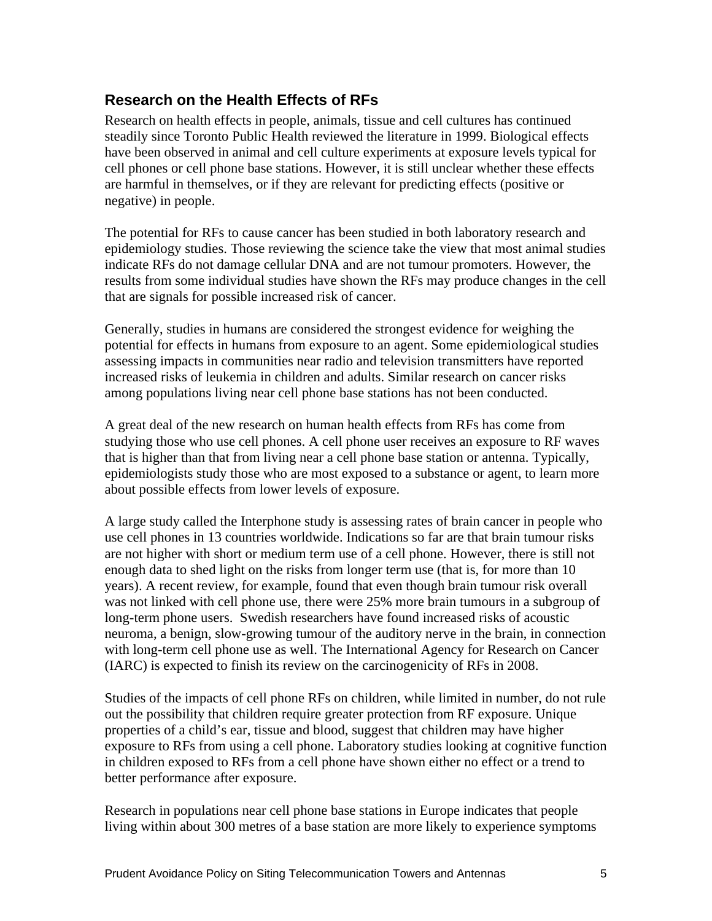## Research on the Health Effects of RFs

Research on health effects in people, animals, tissue and cell cultures has continued steadily since Toronto Public Health reviewed the literature in 1999. Biological effects have been observed in animal and cell culture experiments at exposure levels typical for cell phones or cell phone base stations. However, it is still unclear whether these effects are harmful in themselves, or if they are relevant for predicting effects (positive or negative) in people.

The potential for RFs to cause cancer has been studied in both laboratory research and epidemiology studies. Those reviewing the science take the view that most animal studies indicate RFs do not damage cellular DNA and are not tumour promoters. However, the results from some individual studies have shown the RFs may produce changes in the cell that are signals for possible increased risk of cancer.

Generally, studies in humans are considered the strongest evidence for weighing the potential for effects in humans from exposure to an agent. Some epidemiological studies assessing impacts in communities near radio and television transmitters have reported increased risks of leukemia in children and adults. Similar research on cancer risks among populations living near cell phone base stations has not been conducted.

A great deal of the new research on human health effects from RFs has come from studying those who use cell phones. A cell phone user receives an exposure to RF waves that is higher than that from living near a cell phone base station or antenna. Typically, epidemiologists study those who are most exposed to a substance or agent, to learn more about possible effects from lower levels of exposure.

A large study called the Interphone study is assessing rates of brain cancer in people who use cell phones in 13 countries worldwide. Indications so far are that brain tumour risks are not higher with short or medium term use of a cell phone. However, there is still not enough data to shed light on the risks from longer term use (that is, for more than 10 years). A recent review, for example, found that even though brain tumour risk overall was not linked with cell phone use, there were 25% more brain tumours in a subgroup of long-term phone users. Swedish researchers have found increased risks of acoustic neuroma, a benign, slow-growing tumour of the auditory nerve in the brain, in connection with long-term cell phone use as well. The International Agency for Research on Cancer (IARC) is expected to finish its review on the carcinogenicity of RFs in 2008.

Studies of the impacts of cell phone RFs on children, while limited in number, do not rule out the possibility that children require greater protection from RF exposure. Unique properties of a child's ear, tissue and blood, suggest that children may have higher exposure to RFs from using a cell phone. Laboratory studies looking at cognitive function in children exposed to RFs from a cell phone have shown either no effect or a trend to better performance after exposure.

Research in populations near cell phone base stations in Europe indicates that people living within about 300 metres of a base station are more likely to experience symptoms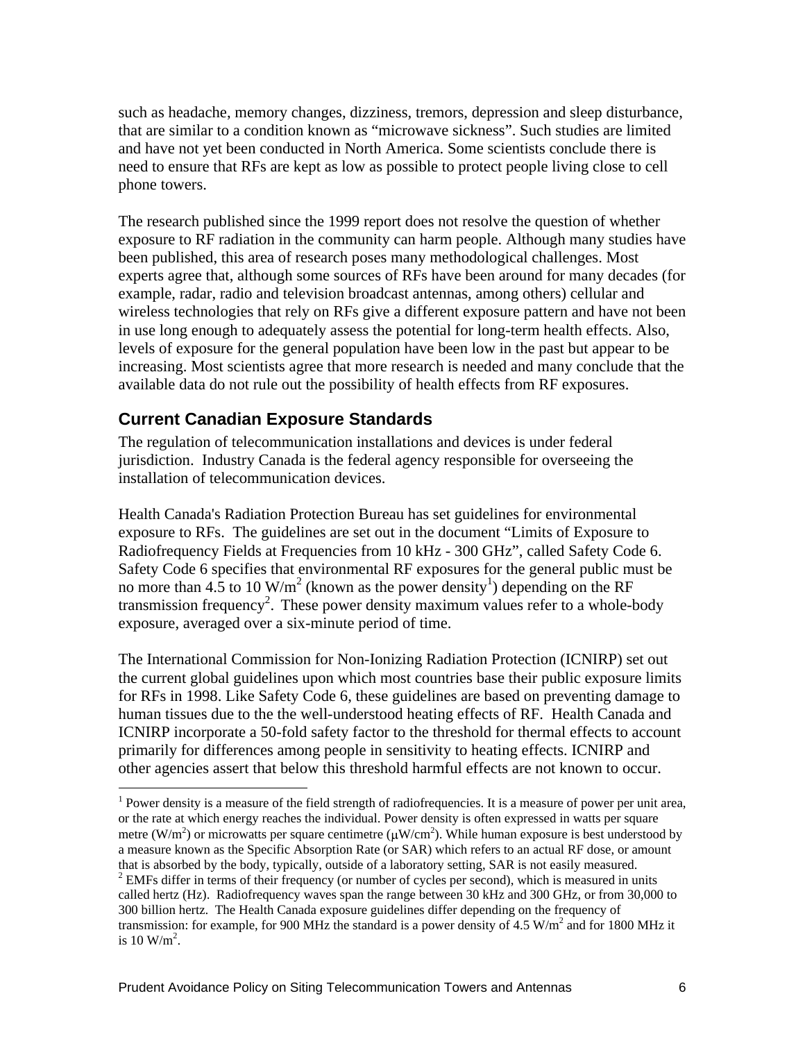such as headache, memory changes, dizziness, tremors, depression and sleep disturbance, that are similar to a condition known as "microwave sickness". Such studies are limited and have not yet been conducted in North America. Some scientists conclude there is need to ensure that RFs are kept as low as possible to protect people living close to cell phone towers.

The research published since the 1999 report does not resolve the question of whether exposure to RF radiation in the community can harm people. Although many studies have been published, this area of research poses many methodological challenges. Most experts agree that, although some sources of RFs have been around for many decades (for example, radar, radio and television broadcast antennas, among others) cellular and wireless technologies that rely on RFs give a different exposure pattern and have not been in use long enough to adequately assess the potential for long-term health effects. Also, levels of exposure for the general population have been low in the past but appear to be increasing. Most scientists agree that more research is needed and many conclude that the available data do not rule out the possibility of health effects from RF exposures.

## Current Canadian Exposure Standards

The regulation of telecommunication installations and devices is under federal jurisdiction. Industry Canada is the federal agency responsible for overseeing the installation of telecommunication devices.

Health Canada's Radiation Protection Bureau has set guidelines for environmental exposure to RFs. The guidelines are set out in the document "Limits of Exposure to Radiofrequency Fields at Frequencies from 10 kHz - 300 GHz", called Safety Code 6. Safety Code 6 specifies that environmental RF exposures for the general public must be no more than 4.5 to 10 $W/m^2$ (known as the power density[1]) depending on the RF transmission frequency[2]. These power density maximum values refer to a whole-body exposure, averaged over a six-minute period of time.

The International Commission for Non-Ionizing Radiation Protection (ICNIRP) set out the current global guidelines upon which most countries base their public exposure limits for RFs in 1998. Like Safety Code 6, these guidelines are based on preventing damage to human tissues due to the the well-understood heating effects of RF. Health Canada and ICNIRP incorporate a 50-fold safety factor to the threshold for thermal effects to account primarily for differences among people in sensitivity to heating effects. ICNIRP and other agencies assert that below this threshold harmful effects are not known to occur.

---

[1] Power density is a measure of the field strength of radiofrequencies. It is a measure of power per unit area, or the rate at which energy reaches the individual. Power density is often expressed in watts per square metre ($W/m^2$) or microwatts per square centimetre ($\mu W/cm^2$). While human exposure is best understood by a measure known as the Specific Absorption Rate (or SAR) which refers to an actual RF dose, or amount that is absorbed by the body, typically, outside of a laboratory setting, SAR is not easily measured.

[2] EMFs differ in terms of their frequency (or number of cycles per second), which is measured in units called hertz (Hz). Radiofrequency waves span the range between 30 kHz and 300 GHz, or from 30,000 to 300 billion hertz. The Health Canada exposure guidelines differ depending on the frequency of transmission: for example, for 900 MHz the standard is a power density of 4.5 $W/m^2$ and for 1800 MHz it is 10 $W/m^2$.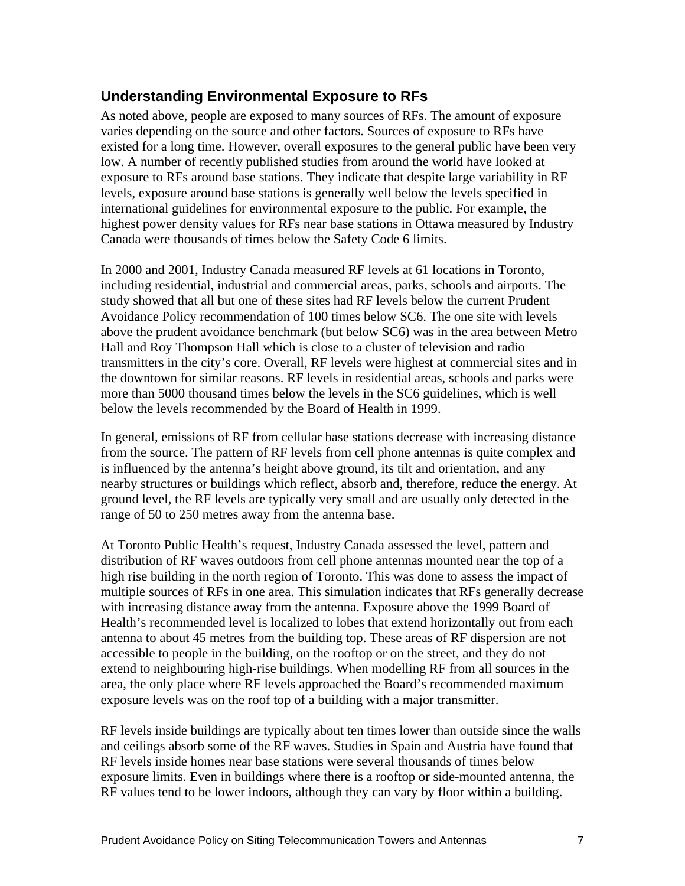## Understanding Environmental Exposure to RFs

As noted above, people are exposed to many sources of RFs. The amount of exposure varies depending on the source and other factors. Sources of exposure to RFs have existed for a long time. However, overall exposures to the general public have been very low. A number of recently published studies from around the world have looked at exposure to RFs around base stations. They indicate that despite large variability in RF levels, exposure around base stations is generally well below the levels specified in international guidelines for environmental exposure to the public. For example, the highest power density values for RFs near base stations in Ottawa measured by Industry Canada were thousands of times below the Safety Code 6 limits.

In 2000 and 2001, Industry Canada measured RF levels at 61 locations in Toronto, including residential, industrial and commercial areas, parks, schools and airports. The study showed that all but one of these sites had RF levels below the current Prudent Avoidance Policy recommendation of 100 times below SC6. The one site with levels above the prudent avoidance benchmark (but below SC6) was in the area between Metro Hall and Roy Thompson Hall which is close to a cluster of television and radio transmitters in the city's core. Overall, RF levels were highest at commercial sites and in the downtown for similar reasons. RF levels in residential areas, schools and parks were more than 5000 thousand times below the levels in the SC6 guidelines, which is well below the levels recommended by the Board of Health in 1999.

In general, emissions of RF from cellular base stations decrease with increasing distance from the source. The pattern of RF levels from cell phone antennas is quite complex and is influenced by the antenna's height above ground, its tilt and orientation, and any nearby structures or buildings which reflect, absorb and, therefore, reduce the energy. At ground level, the RF levels are typically very small and are usually only detected in the range of 50 to 250 metres away from the antenna base.

At Toronto Public Health's request, Industry Canada assessed the level, pattern and distribution of RF waves outdoors from cell phone antennas mounted near the top of a high rise building in the north region of Toronto. This was done to assess the impact of multiple sources of RFs in one area. This simulation indicates that RFs generally decrease with increasing distance away from the antenna. Exposure above the 1999 Board of Health's recommended level is localized to lobes that extend horizontally out from each antenna to about 45 metres from the building top. These areas of RF dispersion are not accessible to people in the building, on the rooftop or on the street, and they do not extend to neighbouring high-rise buildings. When modelling RF from all sources in the area, the only place where RF levels approached the Board's recommended maximum exposure levels was on the roof top of a building with a major transmitter.

RF levels inside buildings are typically about ten times lower than outside since the walls and ceilings absorb some of the RF waves. Studies in Spain and Austria have found that RF levels inside homes near base stations were several thousands of times below exposure limits. Even in buildings where there is a rooftop or side-mounted antenna, the RF values tend to be lower indoors, although they can vary by floor within a building.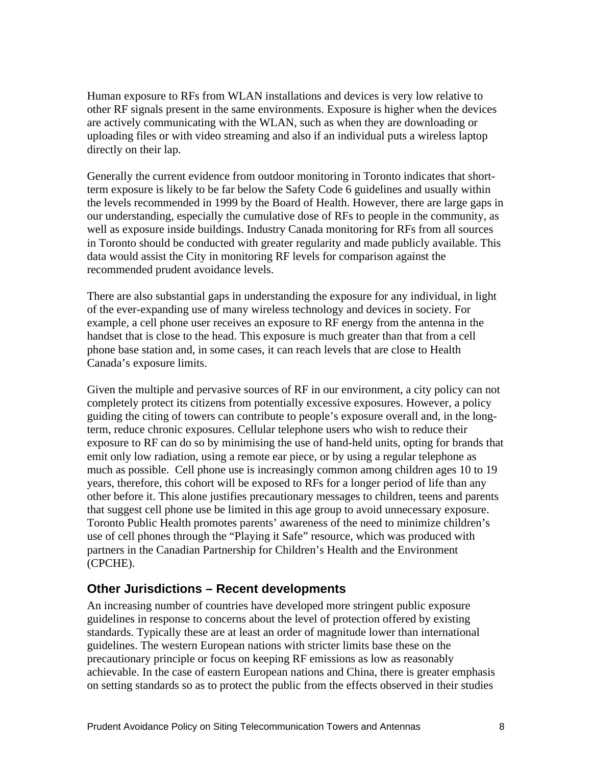Human exposure to RFs from WLAN installations and devices is very low relative to other RF signals present in the same environments. Exposure is higher when the devices are actively communicating with the WLAN, such as when they are downloading or uploading files or with video streaming and also if an individual puts a wireless laptop directly on their lap.

Generally the current evidence from outdoor monitoring in Toronto indicates that short-term exposure is likely to be far below the Safety Code 6 guidelines and usually within the levels recommended in 1999 by the Board of Health. However, there are large gaps in our understanding, especially the cumulative dose of RFs to people in the community, as well as exposure inside buildings. Industry Canada monitoring for RFs from all sources in Toronto should be conducted with greater regularity and made publicly available. This data would assist the City in monitoring RF levels for comparison against the recommended prudent avoidance levels.

There are also substantial gaps in understanding the exposure for any individual, in light of the ever-expanding use of many wireless technology and devices in society. For example, a cell phone user receives an exposure to RF energy from the antenna in the handset that is close to the head. This exposure is much greater than that from a cell phone base station and, in some cases, it can reach levels that are close to Health Canada's exposure limits.

Given the multiple and pervasive sources of RF in our environment, a city policy can not completely protect its citizens from potentially excessive exposures. However, a policy guiding the citing of towers can contribute to people's exposure overall and, in the long-term, reduce chronic exposures. Cellular telephone users who wish to reduce their exposure to RF can do so by minimising the use of hand-held units, opting for brands that emit only low radiation, using a remote ear piece, or by using a regular telephone as much as possible. Cell phone use is increasingly common among children ages 10 to 19 years, therefore, this cohort will be exposed to RFs for a longer period of life than any other before it. This alone justifies precautionary messages to children, teens and parents that suggest cell phone use be limited in this age group to avoid unnecessary exposure. Toronto Public Health promotes parents' awareness of the need to minimize children's use of cell phones through the "Playing it Safe" resource, which was produced with partners in the Canadian Partnership for Children's Health and the Environment (CPCHE).

## Other Jurisdictions – Recent developments

An increasing number of countries have developed more stringent public exposure guidelines in response to concerns about the level of protection offered by existing standards. Typically these are at least an order of magnitude lower than international guidelines. The western European nations with stricter limits base these on the precautionary principle or focus on keeping RF emissions as low as reasonably achievable. In the case of eastern European nations and China, there is greater emphasis on setting standards so as to protect the public from the effects observed in their studies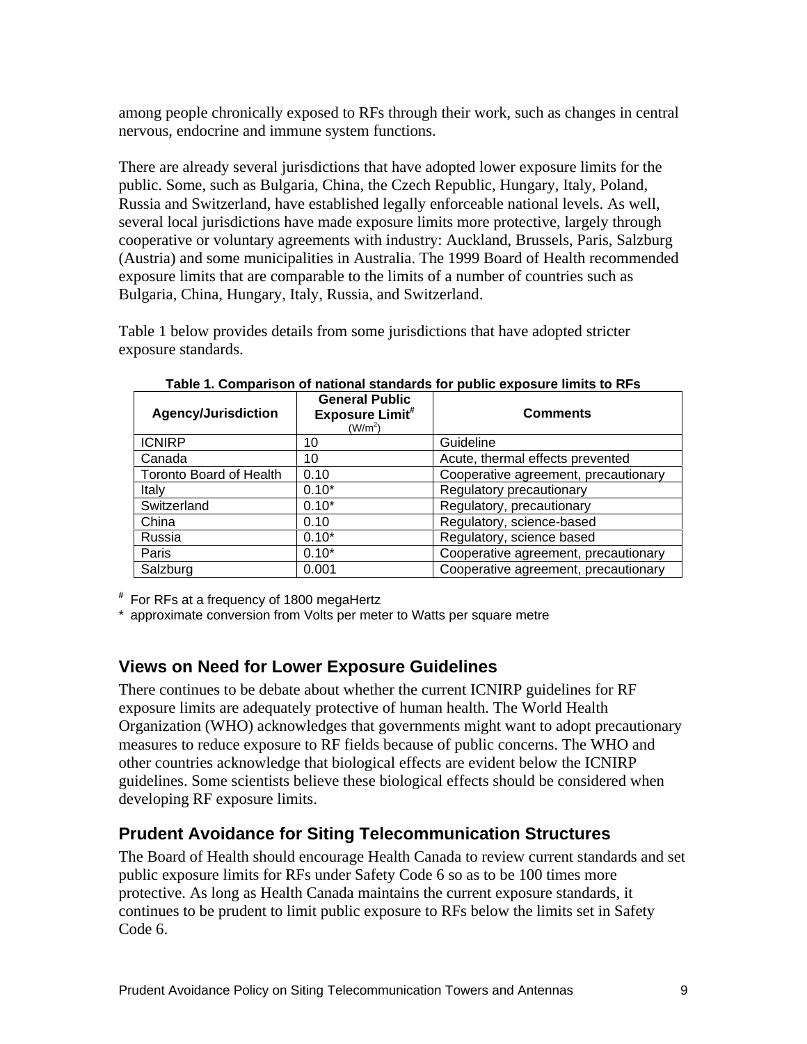among people chronically exposed to RFs through their work, such as changes in central nervous, endocrine and immune system functions.

There are already several jurisdictions that have adopted lower exposure limits for the public. Some, such as Bulgaria, China, the Czech Republic, Hungary, Italy, Poland, Russia and Switzerland, have established legally enforceable national levels. As well, several local jurisdictions have made exposure limits more protective, largely through cooperative or voluntary agreements with industry: Auckland, Brussels, Paris, Salzburg (Austria) and some municipalities in Australia. The 1999 Board of Health recommended exposure limits that are comparable to the limits of a number of countries such as Bulgaria, China, Hungary, Italy, Russia, and Switzerland.

Table 1 below provides details from some jurisdictions that have adopted stricter exposure standards.

**Table 1. Comparison of national standards for public exposure limits to RFs**

| Agency/Jurisdiction | General Public Exposure Limit[#] ($W/m^2$) | Comments |
|---|---|---|
| ICNIRP | 10 | Guideline |
| Canada | 10 | Acute, thermal effects prevented |
| Toronto Board of Health | 0.10 | Cooperative agreement, precautionary |
| Italy | 0.10* | Regulatory precautionary |
| Switzerland | 0.10* | Regulatory, precautionary |
| China | 0.10 | Regulatory, science-based |
| Russia | 0.10* | Regulatory, science based |
| Paris | 0.10* | Cooperative agreement, precautionary |
| Salzburg | 0.001 | Cooperative agreement, precautionary |

[#] For RFs at a frequency of 1800 megaHertz

\* approximate conversion from Volts per meter to Watts per square metre

## Views on Need for Lower Exposure Guidelines

There continues to be debate about whether the current ICNIRP guidelines for RF exposure limits are adequately protective of human health. The World Health Organization (WHO) acknowledges that governments might want to adopt precautionary measures to reduce exposure to RF fields because of public concerns. The WHO and other countries acknowledge that biological effects are evident below the ICNIRP guidelines. Some scientists believe these biological effects should be considered when developing RF exposure limits.

## Prudent Avoidance for Siting Telecommunication Structures

The Board of Health should encourage Health Canada to review current standards and set public exposure limits for RFs under Safety Code 6 so as to be 100 times more protective. As long as Health Canada maintains the current exposure standards, it continues to be prudent to limit public exposure to RFs below the limits set in Safety Code 6.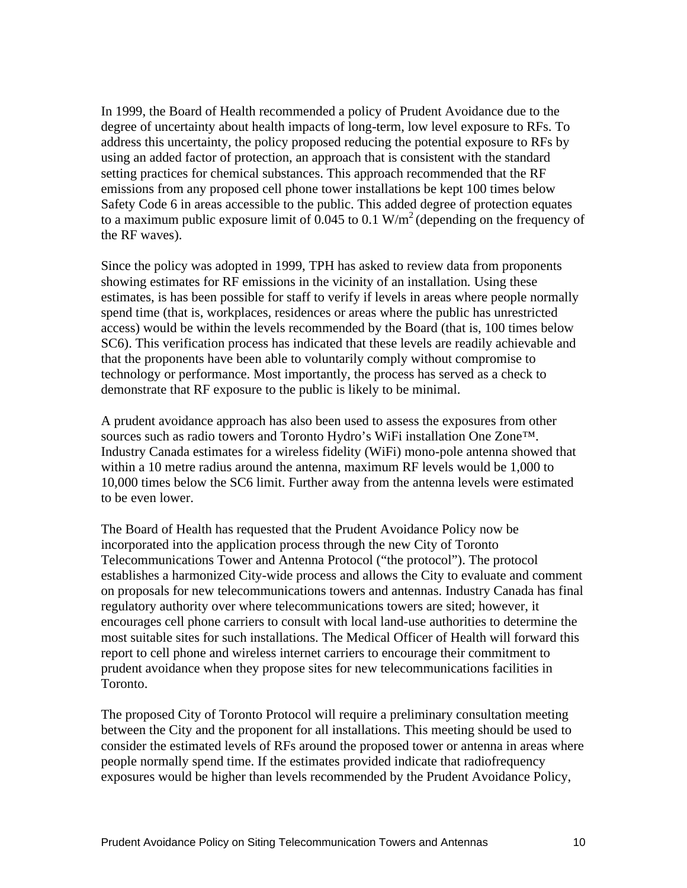In 1999, the Board of Health recommended a policy of Prudent Avoidance due to the degree of uncertainty about health impacts of long-term, low level exposure to RFs. To address this uncertainty, the policy proposed reducing the potential exposure to RFs by using an added factor of protection, an approach that is consistent with the standard setting practices for chemical substances. This approach recommended that the RF emissions from any proposed cell phone tower installations be kept 100 times below Safety Code 6 in areas accessible to the public. This added degree of protection equates to a maximum public exposure limit of 0.045 to 0.1 $W/m^2$ (depending on the frequency of the RF waves).

Since the policy was adopted in 1999, TPH has asked to review data from proponents showing estimates for RF emissions in the vicinity of an installation. Using these estimates, is has been possible for staff to verify if levels in areas where people normally spend time (that is, workplaces, residences or areas where the public has unrestricted access) would be within the levels recommended by the Board (that is, 100 times below SC6). This verification process has indicated that these levels are readily achievable and that the proponents have been able to voluntarily comply without compromise to technology or performance. Most importantly, the process has served as a check to demonstrate that RF exposure to the public is likely to be minimal.

A prudent avoidance approach has also been used to assess the exposures from other sources such as radio towers and Toronto Hydro's WiFi installation One Zone™. Industry Canada estimates for a wireless fidelity (WiFi) mono-pole antenna showed that within a 10 metre radius around the antenna, maximum RF levels would be 1,000 to 10,000 times below the SC6 limit. Further away from the antenna levels were estimated to be even lower.

The Board of Health has requested that the Prudent Avoidance Policy now be incorporated into the application process through the new City of Toronto Telecommunications Tower and Antenna Protocol ("the protocol"). The protocol establishes a harmonized City-wide process and allows the City to evaluate and comment on proposals for new telecommunications towers and antennas. Industry Canada has final regulatory authority over where telecommunications towers are sited; however, it encourages cell phone carriers to consult with local land-use authorities to determine the most suitable sites for such installations. The Medical Officer of Health will forward this report to cell phone and wireless internet carriers to encourage their commitment to prudent avoidance when they propose sites for new telecommunications facilities in Toronto.

The proposed City of Toronto Protocol will require a preliminary consultation meeting between the City and the proponent for all installations. This meeting should be used to consider the estimated levels of RFs around the proposed tower or antenna in areas where people normally spend time. If the estimates provided indicate that radiofrequency exposures would be higher than levels recommended by the Prudent Avoidance Policy,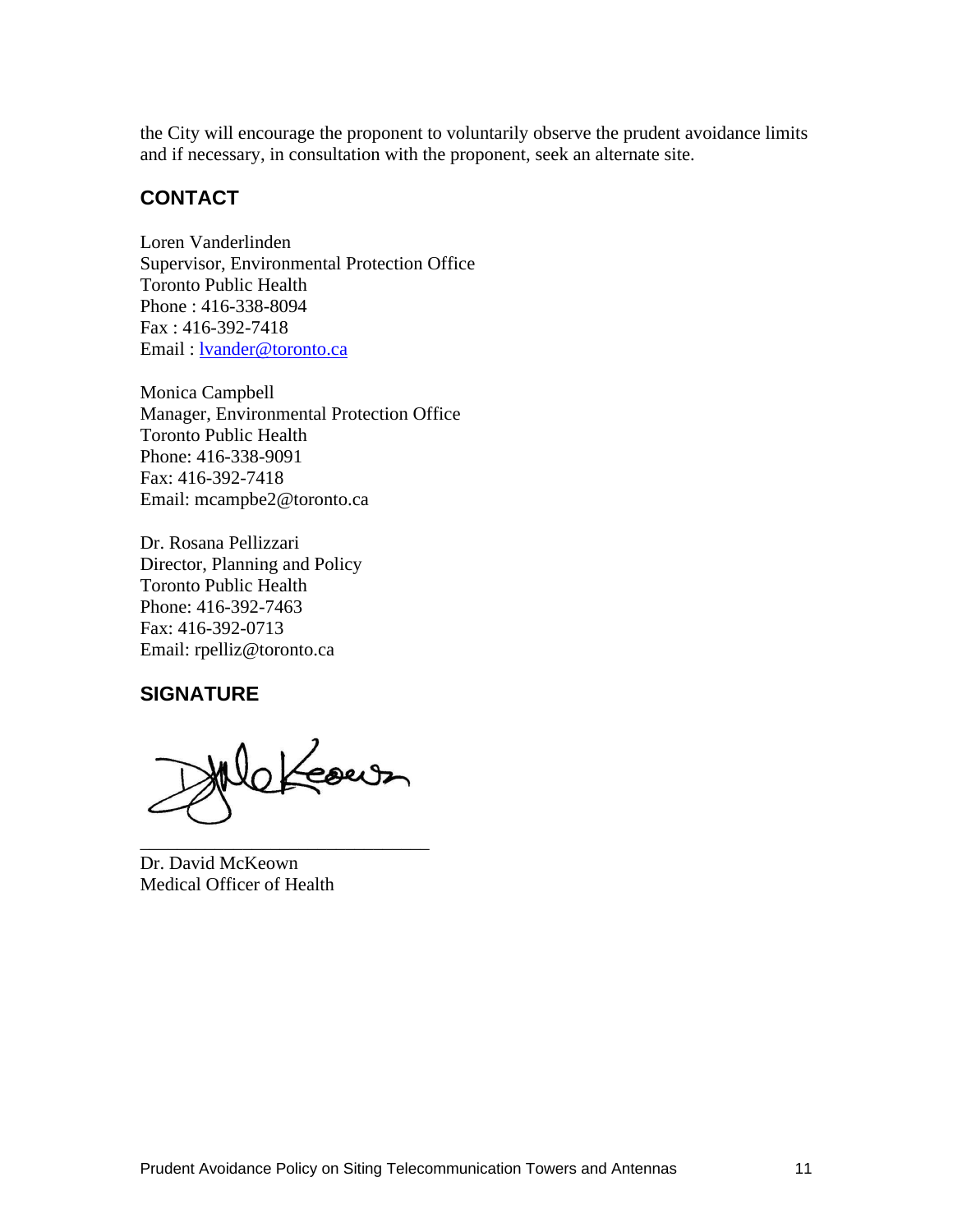the City will encourage the proponent to voluntarily observe the prudent avoidance limits and if necessary, in consultation with the proponent, seek an alternate site.

## CONTACT

Loren Vanderlinden
Supervisor, Environmental Protection Office
Toronto Public Health
Phone : 416-338-8094
Fax : 416-392-7418
Email : lvander@toronto.ca

Monica Campbell
Manager, Environmental Protection Office
Toronto Public Health
Phone: 416-338-9091
Fax: 416-392-7418
Email: mcampbe2@toronto.ca

Dr. Rosana Pellizzari
Director, Planning and Policy
Toronto Public Health
Phone: 416-392-7463
Fax: 416-392-0713
Email: rpelliz@toronto.ca

## SIGNATURE

_______________________________
Dr. David McKeown
Medical Officer of Health